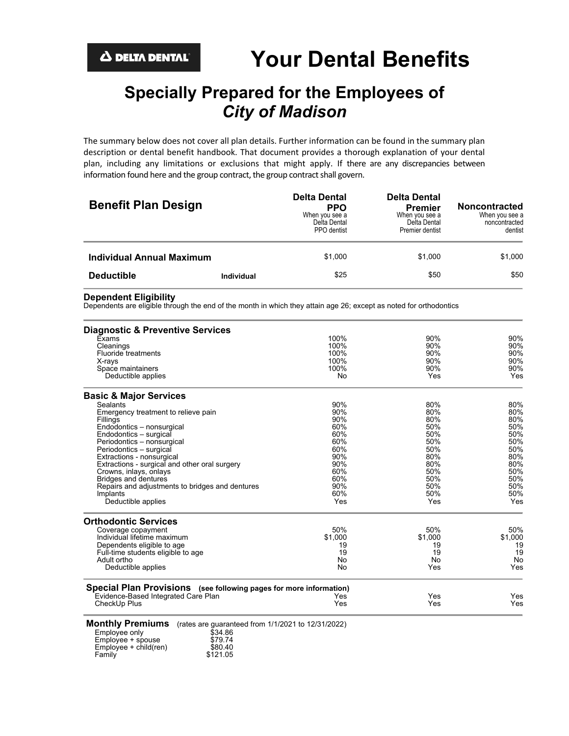DELTA DENTAL

# Your Dental Benefits

## Specially Prepared for the Employees of *City of Madison*

The summary below does not cover all plan details. Further information can be found in the summary plan description or dental benefit handbook. That document provides a thorough explanation of your dental plan, including any limitations or exclusions that might apply. If there are any discrepancies between information found here and the group contract, the group contract shall govern.

| Benefit Plan Design | Delta Dental PPO<br>When you see a Delta Dental PPO dentist | Delta Dental Premier<br>When you see a Delta Dental Premier dentist | Noncontracted<br>When you see a noncontracted dentist |
|---|---|---|---|
| **Individual Annual Maximum** | $1,000 | $1,000 | $1,000 |
| **Deductible** — Individual | $25 | $50 | $50 |
| **Dependent Eligibility**<br>Dependents are eligible through the end of the month in which they attain age 26; except as noted for orthodontics | | | |
| **Diagnostic & Preventive Services** | | | |
| Exams | 100% | 90% | 90% |
| Cleanings | 100% | 90% | 90% |
| Fluoride treatments | 100% | 90% | 90% |
| X-rays | 100% | 90% | 90% |
| Space maintainers | 100% | 90% | 90% |
| Deductible applies | No | Yes | Yes |
| **Basic & Major Services** | | | |
| Sealants | 90% | 80% | 80% |
| Emergency treatment to relieve pain | 90% | 80% | 80% |
| Fillings | 90% | 80% | 80% |
| Endodontics – nonsurgical | 60% | 50% | 50% |
| Endodontics – surgical | 60% | 50% | 50% |
| Periodontics – nonsurgical | 60% | 50% | 50% |
| Periodontics – surgical | 60% | 50% | 50% |
| Extractions - nonsurgical | 90% | 80% | 80% |
| Extractions - surgical and other oral surgery | 90% | 80% | 80% |
| Crowns, inlays, onlays | 60% | 50% | 50% |
| Bridges and dentures | 60% | 50% | 50% |
| Repairs and adjustments to bridges and dentures | 90% | 50% | 50% |
| Implants | 60% | 50% | 50% |
| Deductible applies | Yes | Yes | Yes |
| **Orthodontic Services** | | | |
| Coverage copayment | 50% | 50% | 50% |
| Individual lifetime maximum | $1,000 | $1,000 | $1,000 |
| Dependents eligible to age | 19 | 19 | 19 |
| Full-time students eligible to age | 19 | 19 | 19 |
| Adult ortho | No | No | No |
| Deductible applies | No | Yes | Yes |
| **Special Plan Provisions** (see following pages for more information) | | | |
| Evidence-Based Integrated Care Plan | Yes | Yes | Yes |
| CheckUp Plus | Yes | Yes | Yes |

**Monthly Premiums** (rates are guaranteed from 1/1/2021 to 12/31/2022)

| Coverage | Premium |
|---|---|
| Employee only | $34.86 |
| Employee + spouse | $79.74 |
| Employee + child(ren) | $80.40 |
| Family | $121.05 |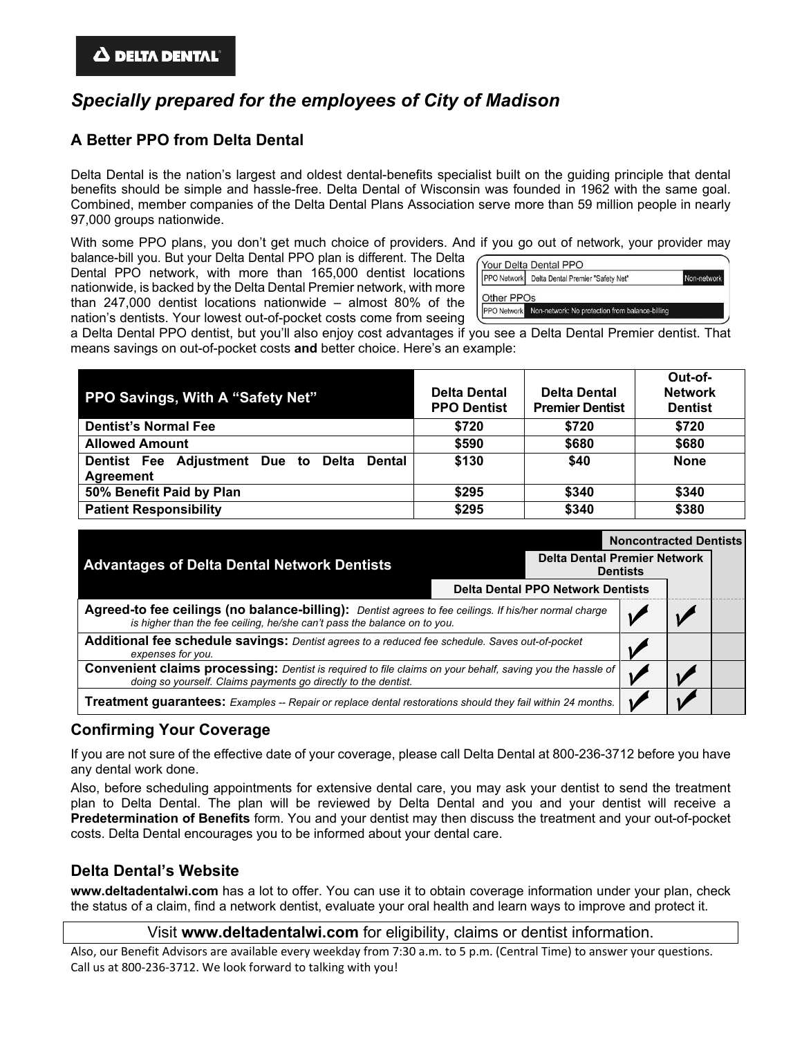**DELTA DENTAL**

# *Specially prepared for the employees of City of Madison*

## A Better PPO from Delta Dental

Delta Dental is the nation's largest and oldest dental-benefits specialist built on the guiding principle that dental benefits should be simple and hassle-free. Delta Dental of Wisconsin was founded in 1962 with the same goal. Combined, member companies of the Delta Dental Plans Association serve more than 59 million people in nearly 97,000 groups nationwide.

With some PPO plans, you don't get much choice of providers. And if you go out of network, your provider may balance-bill you. But your Delta Dental PPO plan is different. The Delta Dental PPO network, with more than 165,000 dentist locations nationwide, is backed by the Delta Dental Premier network, with more than 247,000 dentist locations nationwide – almost 80% of the nation's dentists. Your lowest out-of-pocket costs come from seeing a Delta Dental PPO dentist, but you'll also enjoy cost advantages if you see a Delta Dental Premier dentist. That means savings on out-of-pocket costs **and** better choice. Here's an example:

| Your Delta Dental PPO | | |
|---|---|---|
| PPO Network | Delta Dental Premier "Safety Net" | Non-network |

| Other PPOs | |
|---|---|
| PPO Network | Non-network: No protection from balance-billing |

| PPO Savings, With A "Safety Net" | Delta Dental PPO Dentist | Delta Dental Premier Dentist | Out-of-Network Dentist |
|---|---|---|---|
| **Dentist's Normal Fee** | $720 | $720 | $720 |
| **Allowed Amount** | $590 | $680 | $680 |
| **Dentist Fee Adjustment Due to Delta Dental Agreement** | $130 | $40 | None |
| **50% Benefit Paid by Plan** | $295 | $340 | $340 |
| **Patient Responsibility** | $295 | $340 | $380 |

| Advantages of Delta Dental Network Dentists | Delta Dental PPO Network Dentists | Delta Dental Premier Network Dentists | Noncontracted Dentists |
|---|---|---|---|
| **Agreed-to fee ceilings (no balance-billing):** *Dentist agrees to fee ceilings. If his/her normal charge is higher than the fee ceiling, he/she can't pass the balance on to you.* | ✓ | ✓ | |
| **Additional fee schedule savings:** *Dentist agrees to a reduced fee schedule. Saves out-of-pocket expenses for you.* | ✓ | | |
| **Convenient claims processing:** *Dentist is required to file claims on your behalf, saving you the hassle of doing so yourself. Claims payments go directly to the dentist.* | ✓ | ✓ | |
| **Treatment guarantees:** *Examples -- Repair or replace dental restorations should they fail within 24 months.* | ✓ | ✓ | |

## Confirming Your Coverage

If you are not sure of the effective date of your coverage, please call Delta Dental at 800-236-3712 before you have any dental work done.

Also, before scheduling appointments for extensive dental care, you may ask your dentist to send the treatment plan to Delta Dental. The plan will be reviewed by Delta Dental and you and your dentist will receive a **Predetermination of Benefits** form. You and your dentist may then discuss the treatment and your out-of-pocket costs. Delta Dental encourages you to be informed about your dental care.

## Delta Dental's Website

**www.deltadentalwi.com** has a lot to offer. You can use it to obtain coverage information under your plan, check the status of a claim, find a network dentist, evaluate your oral health and learn ways to improve and protect it.

Visit **www.deltadentalwi.com** for eligibility, claims or dentist information.

Also, our Benefit Advisors are available every weekday from 7:30 a.m. to 5 p.m. (Central Time) to answer your questions. Call us at 800-236-3712. We look forward to talking with you!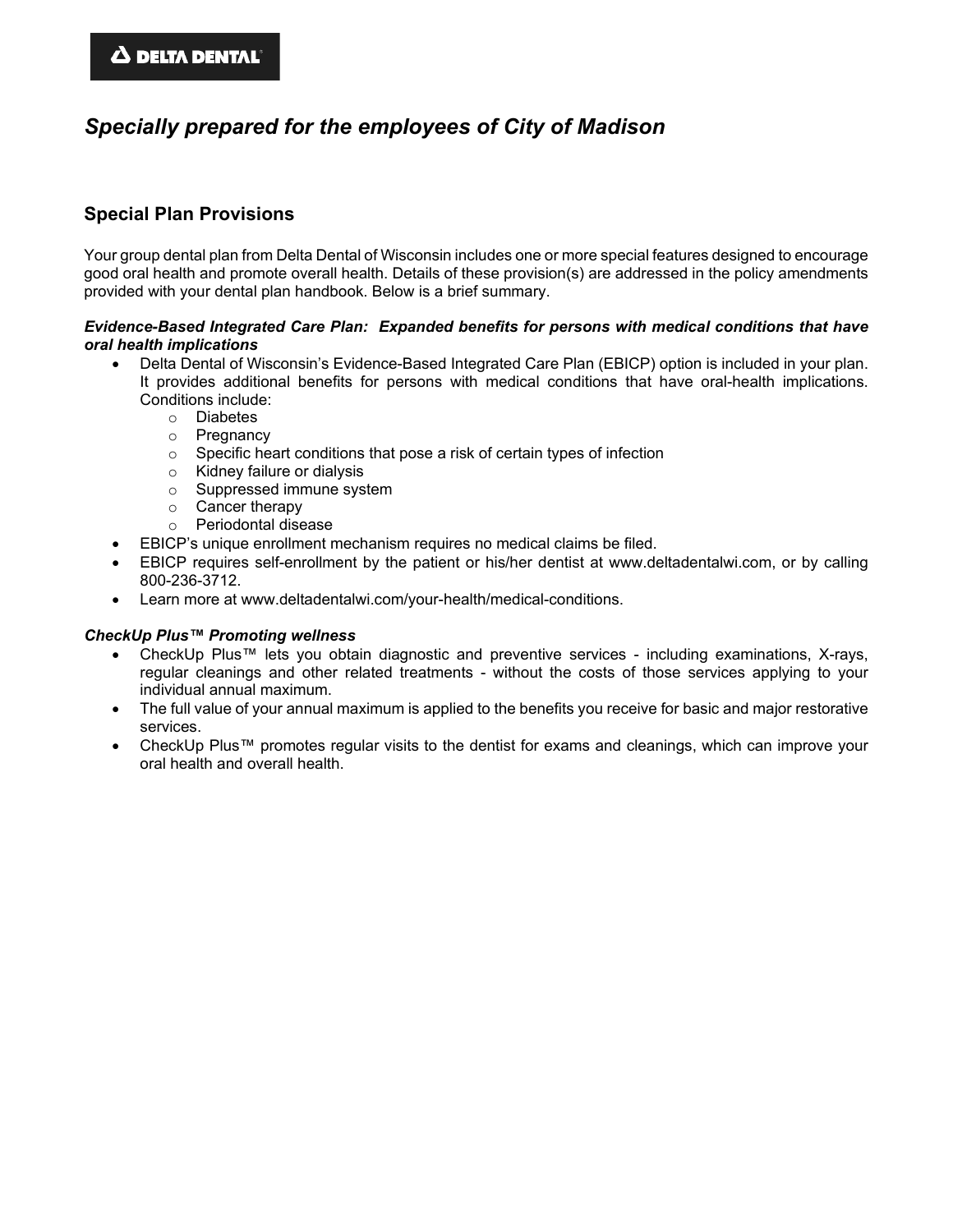DELTA DENTAL

*Specially prepared for the employees of City of Madison*

## Special Plan Provisions

Your group dental plan from Delta Dental of Wisconsin includes one or more special features designed to encourage good oral health and promote overall health. Details of these provision(s) are addressed in the policy amendments provided with your dental plan handbook. Below is a brief summary.

***Evidence-Based Integrated Care Plan: Expanded benefits for persons with medical conditions that have oral health implications***

- Delta Dental of Wisconsin's Evidence-Based Integrated Care Plan (EBICP) option is included in your plan. It provides additional benefits for persons with medical conditions that have oral-health implications. Conditions include:
  - Diabetes
  - Pregnancy
  - Specific heart conditions that pose a risk of certain types of infection
  - Kidney failure or dialysis
  - Suppressed immune system
  - Cancer therapy
  - Periodontal disease
- EBICP's unique enrollment mechanism requires no medical claims be filed.
- EBICP requires self-enrollment by the patient or his/her dentist at www.deltadentalwi.com, or by calling 800-236-3712.
- Learn more at www.deltadentalwi.com/your-health/medical-conditions.

***CheckUp Plus™ Promoting wellness***

- CheckUp Plus™ lets you obtain diagnostic and preventive services - including examinations, X-rays, regular cleanings and other related treatments - without the costs of those services applying to your individual annual maximum.
- The full value of your annual maximum is applied to the benefits you receive for basic and major restorative services.
- CheckUp Plus™ promotes regular visits to the dentist for exams and cleanings, which can improve your oral health and overall health.